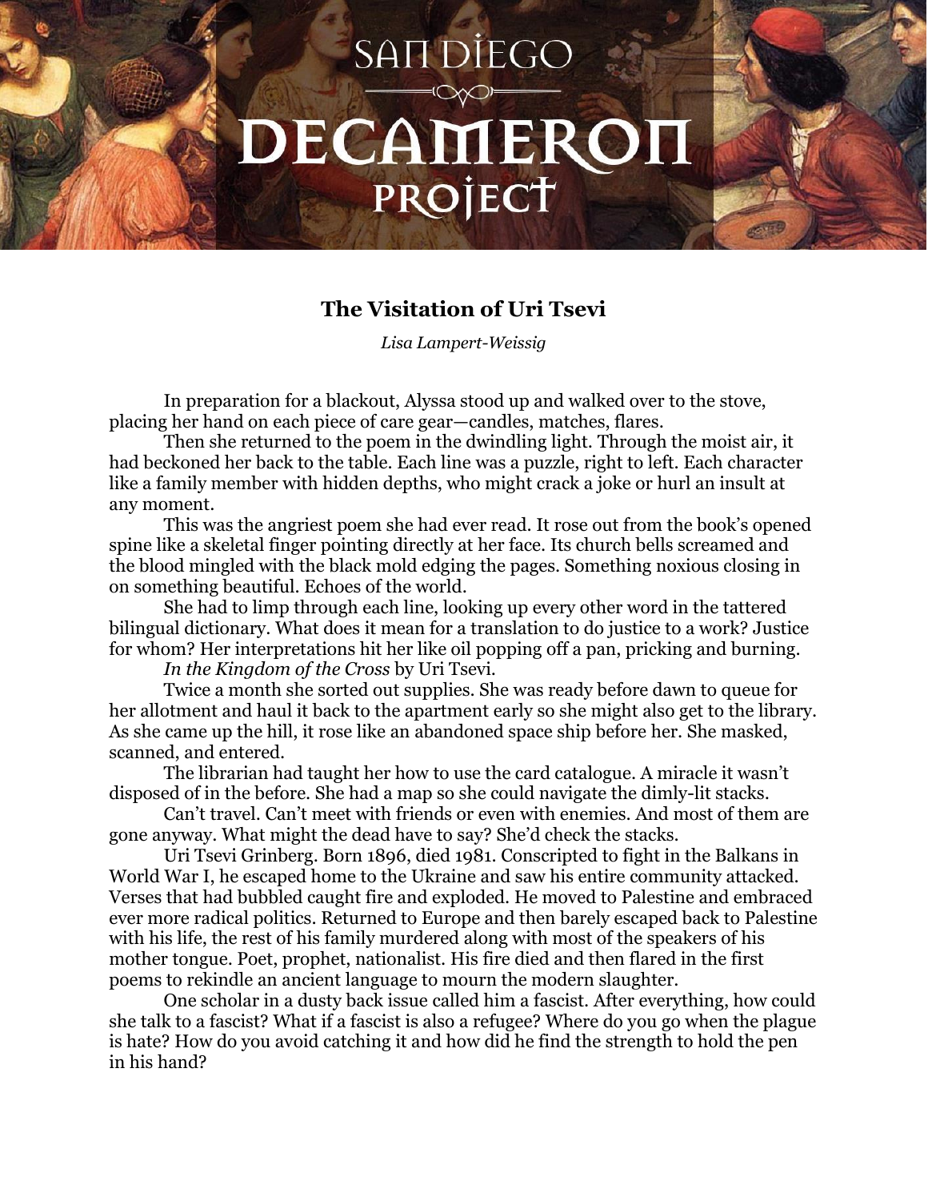# SAN DIEGO DECAMERON PROJECT

## The Visitation of Uri Tsevi

*Lisa Lampert-Weissig*

In preparation for a blackout, Alyssa stood up and walked over to the stove, placing her hand on each piece of care gear—candles, matches, flares.

Then she returned to the poem in the dwindling light. Through the moist air, it had beckoned her back to the table. Each line was a puzzle, right to left. Each character like a family member with hidden depths, who might crack a joke or hurl an insult at any moment.

This was the angriest poem she had ever read. It rose out from the book's opened spine like a skeletal finger pointing directly at her face. Its church bells screamed and the blood mingled with the black mold edging the pages. Something noxious closing in on something beautiful. Echoes of the world.

She had to limp through each line, looking up every other word in the tattered bilingual dictionary. What does it mean for a translation to do justice to a work? Justice for whom? Her interpretations hit her like oil popping off a pan, pricking and burning.

*In the Kingdom of the Cross* by Uri Tsevi.

Twice a month she sorted out supplies. She was ready before dawn to queue for her allotment and haul it back to the apartment early so she might also get to the library. As she came up the hill, it rose like an abandoned space ship before her. She masked, scanned, and entered.

The librarian had taught her how to use the card catalogue. A miracle it wasn't disposed of in the before. She had a map so she could navigate the dimly-lit stacks.

Can't travel. Can't meet with friends or even with enemies. And most of them are gone anyway. What might the dead have to say? She'd check the stacks.

Uri Tsevi Grinberg. Born 1896, died 1981. Conscripted to fight in the Balkans in World War I, he escaped home to the Ukraine and saw his entire community attacked. Verses that had bubbled caught fire and exploded. He moved to Palestine and embraced ever more radical politics. Returned to Europe and then barely escaped back to Palestine with his life, the rest of his family murdered along with most of the speakers of his mother tongue. Poet, prophet, nationalist. His fire died and then flared in the first poems to rekindle an ancient language to mourn the modern slaughter.

One scholar in a dusty back issue called him a fascist. After everything, how could she talk to a fascist? What if a fascist is also a refugee? Where do you go when the plague is hate? How do you avoid catching it and how did he find the strength to hold the pen in his hand?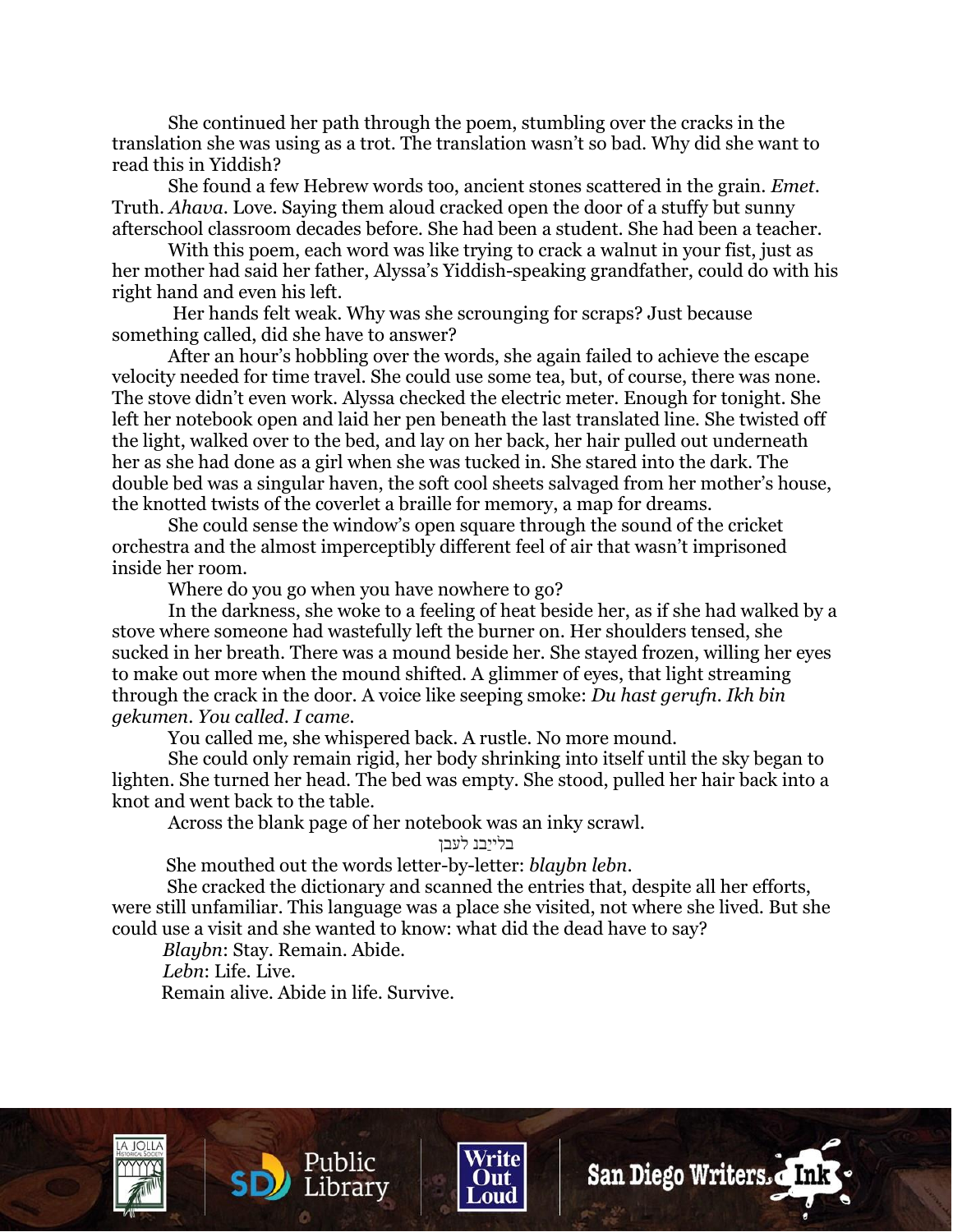She continued her path through the poem, stumbling over the cracks in the translation she was using as a trot. The translation wasn't so bad. Why did she want to read this in Yiddish?

She found a few Hebrew words too, ancient stones scattered in the grain. *Emet*. Truth. *Ahava*. Love. Saying them aloud cracked open the door of a stuffy but sunny afterschool classroom decades before. She had been a student. She had been a teacher.

With this poem, each word was like trying to crack a walnut in your fist, just as her mother had said her father, Alyssa's Yiddish-speaking grandfather, could do with his right hand and even his left.

Her hands felt weak. Why was she scrounging for scraps? Just because something called, did she have to answer?

After an hour's hobbling over the words, she again failed to achieve the escape velocity needed for time travel. She could use some tea, but, of course, there was none. The stove didn't even work. Alyssa checked the electric meter. Enough for tonight. She left her notebook open and laid her pen beneath the last translated line. She twisted off the light, walked over to the bed, and lay on her back, her hair pulled out underneath her as she had done as a girl when she was tucked in. She stared into the dark. The double bed was a singular haven, the soft cool sheets salvaged from her mother's house, the knotted twists of the coverlet a braille for memory, a map for dreams.

She could sense the window's open square through the sound of the cricket orchestra and the almost imperceptibly different feel of air that wasn't imprisoned inside her room.

Where do you go when you have nowhere to go?

In the darkness, she woke to a feeling of heat beside her, as if she had walked by a stove where someone had wastefully left the burner on. Her shoulders tensed, she sucked in her breath. There was a mound beside her. She stayed frozen, willing her eyes to make out more when the mound shifted. A glimmer of eyes, that light streaming through the crack in the door. A voice like seeping smoke: *Du hast gerufn. Ikh bin gekumen. You called. I came.*

You called me, she whispered back. A rustle. No more mound.

She could only remain rigid, her body shrinking into itself until the sky began to lighten. She turned her head. The bed was empty. She stood, pulled her hair back into a knot and went back to the table.

Across the blank page of her notebook was an inky scrawl.

בלײַבן לעבן

She mouthed out the words letter-by-letter: *blaybn lebn*.

She cracked the dictionary and scanned the entries that, despite all her efforts, were still unfamiliar. This language was a place she visited, not where she lived. But she could use a visit and she wanted to know: what did the dead have to say?

*Blaybn*: Stay. Remain. Abide.

*Lebn*: Life. Live.

Remain alive. Abide in life. Survive.